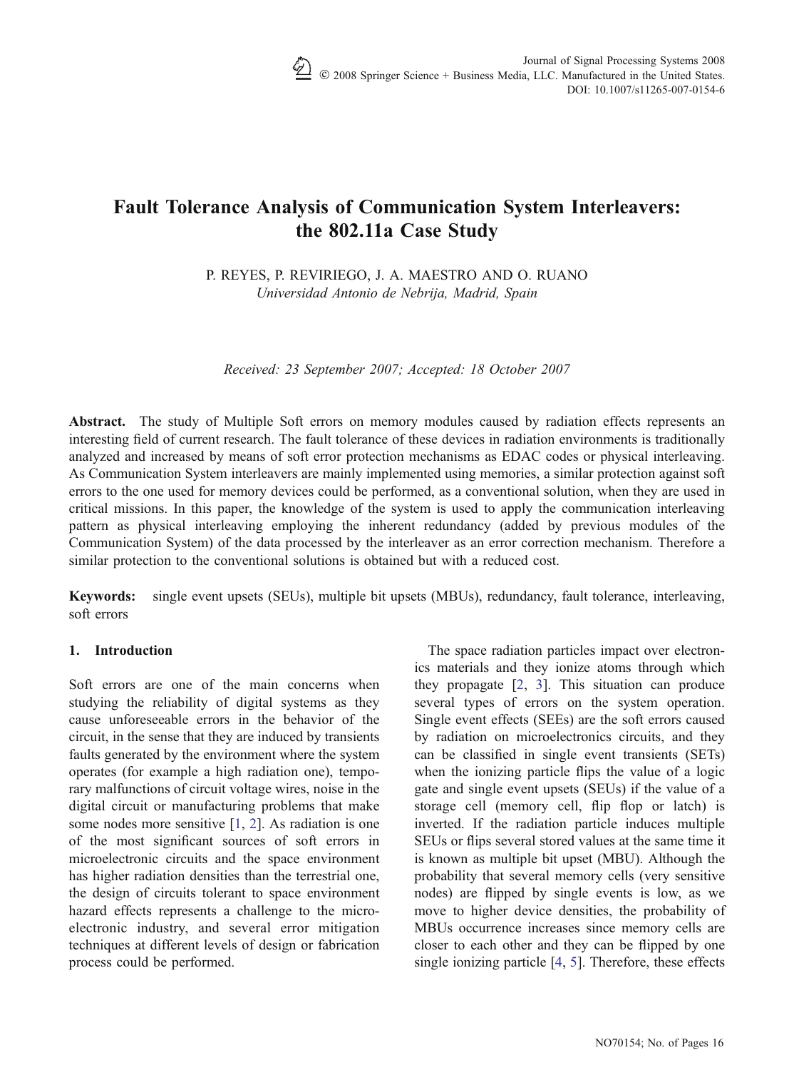# Fault Tolerance Analysis of Communication System Interleavers: the 802.11a Case Study

P. REYES, P. REVIRIEGO, J. A. MAESTRO AND O. RUANO

*Universidad Antonio de Nebrija, Madrid, Spain*

*Received: 23 September 2007; Accepted: 18 October 2007*

**Abstract.** The study of Multiple Soft errors on memory modules caused by radiation effects represents an interesting field of current research. The fault tolerance of these devices in radiation environments is traditionally analyzed and increased by means of soft error protection mechanisms as EDAC codes or physical interleaving. As Communication System interleavers are mainly implemented using memories, a similar protection against soft errors to the one used for memory devices could be performed, as a conventional solution, when they are used in critical missions. In this paper, the knowledge of the system is used to apply the communication interleaving pattern as physical interleaving employing the inherent redundancy (added by previous modules of the Communication System) of the data processed by the interleaver as an error correction mechanism. Therefore a similar protection to the conventional solutions is obtained but with a reduced cost.

**Keywords:** single event upsets (SEUs), multiple bit upsets (MBUs), redundancy, fault tolerance, interleaving, soft errors

## 1. Introduction

Soft errors are one of the main concerns when studying the reliability of digital systems as they cause unforeseeable errors in the behavior of the circuit, in the sense that they are induced by transients faults generated by the environment where the system operates (for example a high radiation one), temporary malfunctions of circuit voltage wires, noise in the digital circuit or manufacturing problems that make some nodes more sensitive [1, 2]. As radiation is one of the most significant sources of soft errors in microelectronic circuits and the space environment has higher radiation densities than the terrestrial one, the design of circuits tolerant to space environment hazard effects represents a challenge to the microelectronic industry, and several error mitigation techniques at different levels of design or fabrication process could be performed.

The space radiation particles impact over electronics materials and they ionize atoms through which they propagate [2, 3]. This situation can produce several types of errors on the system operation. Single event effects (SEEs) are the soft errors caused by radiation on microelectronics circuits, and they can be classified in single event transients (SETs) when the ionizing particle flips the value of a logic gate and single event upsets (SEUs) if the value of a storage cell (memory cell, flip flop or latch) is inverted. If the radiation particle induces multiple SEUs or flips several stored values at the same time it is known as multiple bit upset (MBU). Although the probability that several memory cells (very sensitive nodes) are flipped by single events is low, as we move to higher device densities, the probability of MBUs occurrence increases since memory cells are closer to each other and they can be flipped by one single ionizing particle [4, 5]. Therefore, these effects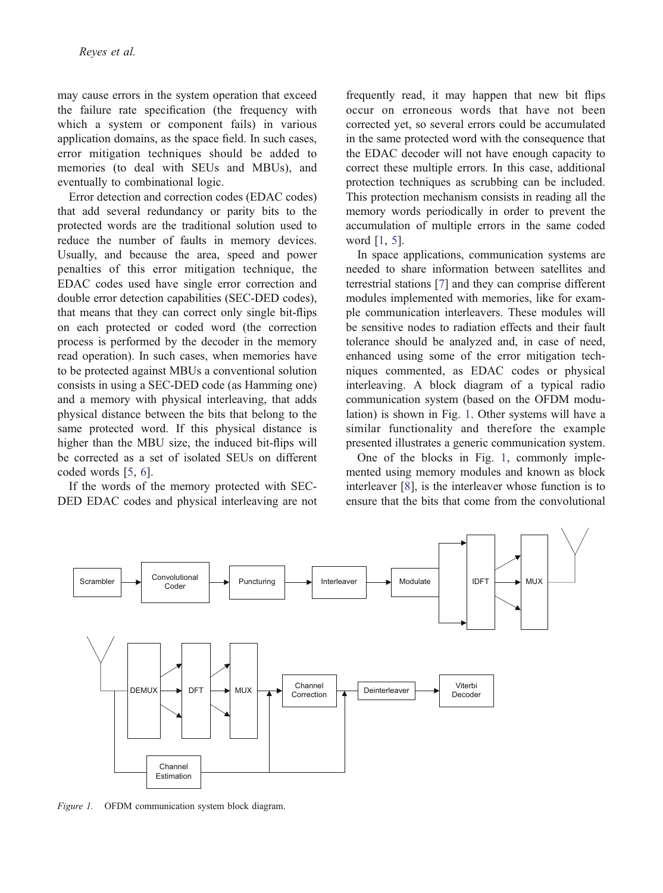may cause errors in the system operation that exceed the failure rate specification (the frequency with which a system or component fails) in various application domains, as the space field. In such cases, error mitigation techniques should be added to memories (to deal with SEUs and MBUs), and eventually to combinational logic.

Error detection and correction codes (EDAC codes) that add several redundancy or parity bits to the protected words are the traditional solution used to reduce the number of faults in memory devices. Usually, and because the area, speed and power penalties of this error mitigation technique, the EDAC codes used have single error correction and double error detection capabilities (SEC-DED codes), that means that they can correct only single bit-flips on each protected or coded word (the correction process is performed by the decoder in the memory read operation). In such cases, when memories have to be protected against MBUs a conventional solution consists in using a SEC-DED code (as Hamming one) and a memory with physical interleaving, that adds physical distance between the bits that belong to the same protected word. If this physical distance is higher than the MBU size, the induced bit-flips will be corrected as a set of isolated SEUs on different coded words [5, 6].

If the words of the memory protected with SEC-DED EDAC codes and physical interleaving are not frequently read, it may happen that new bit flips occur on erroneous words that have not been corrected yet, so several errors could be accumulated in the same protected word with the consequence that the EDAC decoder will not have enough capacity to correct these multiple errors. In this case, additional protection techniques as scrubbing can be included. This protection mechanism consists in reading all the memory words periodically in order to prevent the accumulation of multiple errors in the same coded word [1, 5].

In space applications, communication systems are needed to share information between satellites and terrestrial stations [7] and they can comprise different modules implemented with memories, like for example communication interleavers. These modules will be sensitive nodes to radiation effects and their fault tolerance should be analyzed and, in case of need, enhanced using some of the error mitigation techniques commented, as EDAC codes or physical interleaving. A block diagram of a typical radio communication system (based on the OFDM modulation) is shown in Fig. 1. Other systems will have a similar functionality and therefore the example presented illustrates a generic communication system.

One of the blocks in Fig. 1, commonly implemented using memory modules and known as block interleaver [8], is the interleaver whose function is to ensure that the bits that come from the convolutional

Scrambler
Convolutional Coder
Puncturing
Interleaver
Modulate
IDFT
MUX
DEMUX
DFT
MUX
Channel Correction
Deinterleaver
Viterbi Decoder
Channel Estimation

*Figure 1.* OFDM communication system block diagram.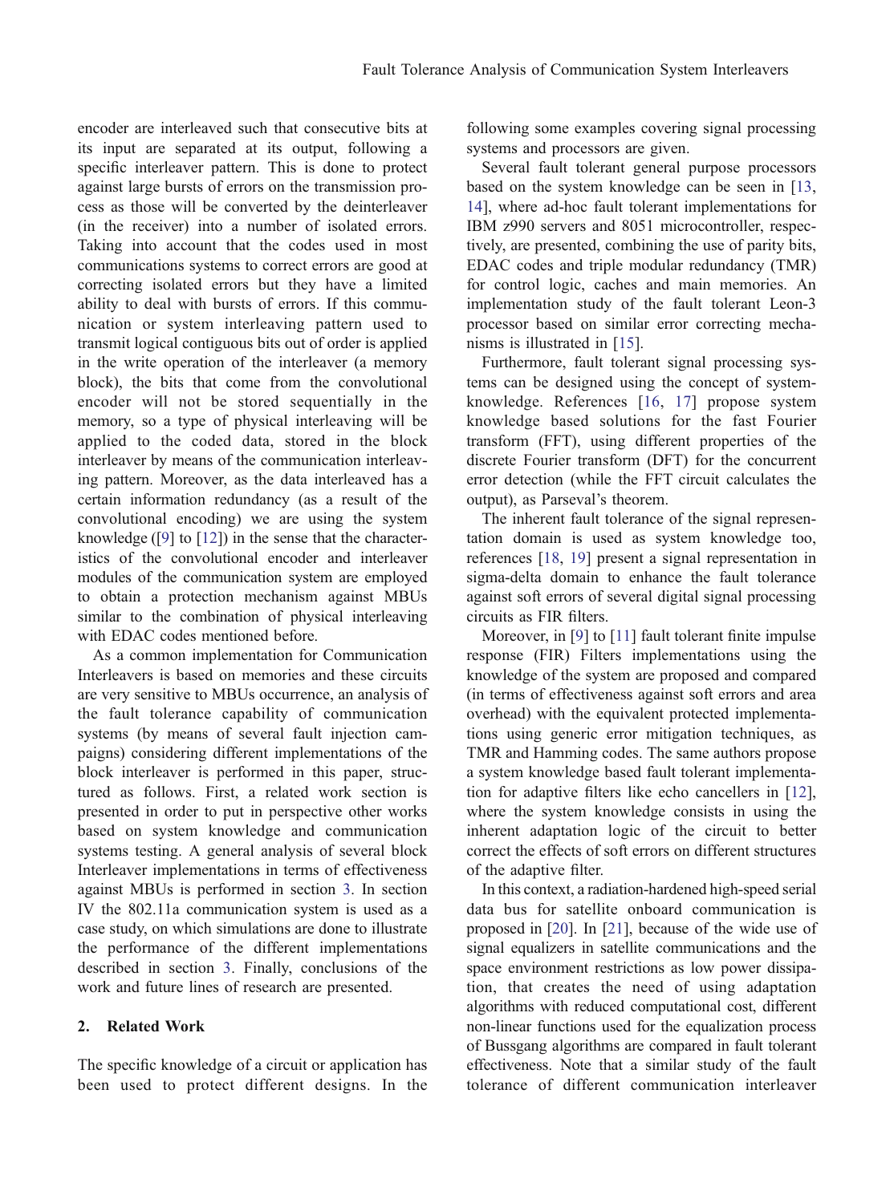encoder are interleaved such that consecutive bits at its input are separated at its output, following a specific interleaver pattern. This is done to protect against large bursts of errors on the transmission process as those will be converted by the deinterleaver (in the receiver) into a number of isolated errors. Taking into account that the codes used in most communications systems to correct errors are good at correcting isolated errors but they have a limited ability to deal with bursts of errors. If this communication or system interleaving pattern used to transmit logical contiguous bits out of order is applied in the write operation of the interleaver (a memory block), the bits that come from the convolutional encoder will not be stored sequentially in the memory, so a type of physical interleaving will be applied to the coded data, stored in the block interleaver by means of the communication interleaving pattern. Moreover, as the data interleaved has a certain information redundancy (as a result of the convolutional encoding) we are using the system knowledge ([9] to [12]) in the sense that the characteristics of the convolutional encoder and interleaver modules of the communication system are employed to obtain a protection mechanism against MBUs similar to the combination of physical interleaving with EDAC codes mentioned before.

As a common implementation for Communication Interleavers is based on memories and these circuits are very sensitive to MBUs occurrence, an analysis of the fault tolerance capability of communication systems (by means of several fault injection campaigns) considering different implementations of the block interleaver is performed in this paper, structured as follows. First, a related work section is presented in order to put in perspective other works based on system knowledge and communication systems testing. A general analysis of several block Interleaver implementations in terms of effectiveness against MBUs is performed in section 3. In section IV the 802.11a communication system is used as a case study, on which simulations are done to illustrate the performance of the different implementations described in section 3. Finally, conclusions of the work and future lines of research are presented.

## 2. Related Work

The specific knowledge of a circuit or application has been used to protect different designs. In the following some examples covering signal processing systems and processors are given.

Several fault tolerant general purpose processors based on the system knowledge can be seen in [13, 14], where ad-hoc fault tolerant implementations for IBM z990 servers and 8051 microcontroller, respectively, are presented, combining the use of parity bits, EDAC codes and triple modular redundancy (TMR) for control logic, caches and main memories. An implementation study of the fault tolerant Leon-3 processor based on similar error correcting mechanisms is illustrated in [15].

Furthermore, fault tolerant signal processing systems can be designed using the concept of system-knowledge. References [16, 17] propose system knowledge based solutions for the fast Fourier transform (FFT), using different properties of the discrete Fourier transform (DFT) for the concurrent error detection (while the FFT circuit calculates the output), as Parseval's theorem.

The inherent fault tolerance of the signal representation domain is used as system knowledge too, references [18, 19] present a signal representation in sigma-delta domain to enhance the fault tolerance against soft errors of several digital signal processing circuits as FIR filters.

Moreover, in [9] to [11] fault tolerant finite impulse response (FIR) Filters implementations using the knowledge of the system are proposed and compared (in terms of effectiveness against soft errors and area overhead) with the equivalent protected implementations using generic error mitigation techniques, as TMR and Hamming codes. The same authors propose a system knowledge based fault tolerant implementation for adaptive filters like echo cancellers in [12], where the system knowledge consists in using the inherent adaptation logic of the circuit to better correct the effects of soft errors on different structures of the adaptive filter.

In this context, a radiation-hardened high-speed serial data bus for satellite onboard communication is proposed in [20]. In [21], because of the wide use of signal equalizers in satellite communications and the space environment restrictions as low power dissipation, that creates the need of using adaptation algorithms with reduced computational cost, different non-linear functions used for the equalization process of Bussgang algorithms are compared in fault tolerant effectiveness. Note that a similar study of the fault tolerance of different communication interleaver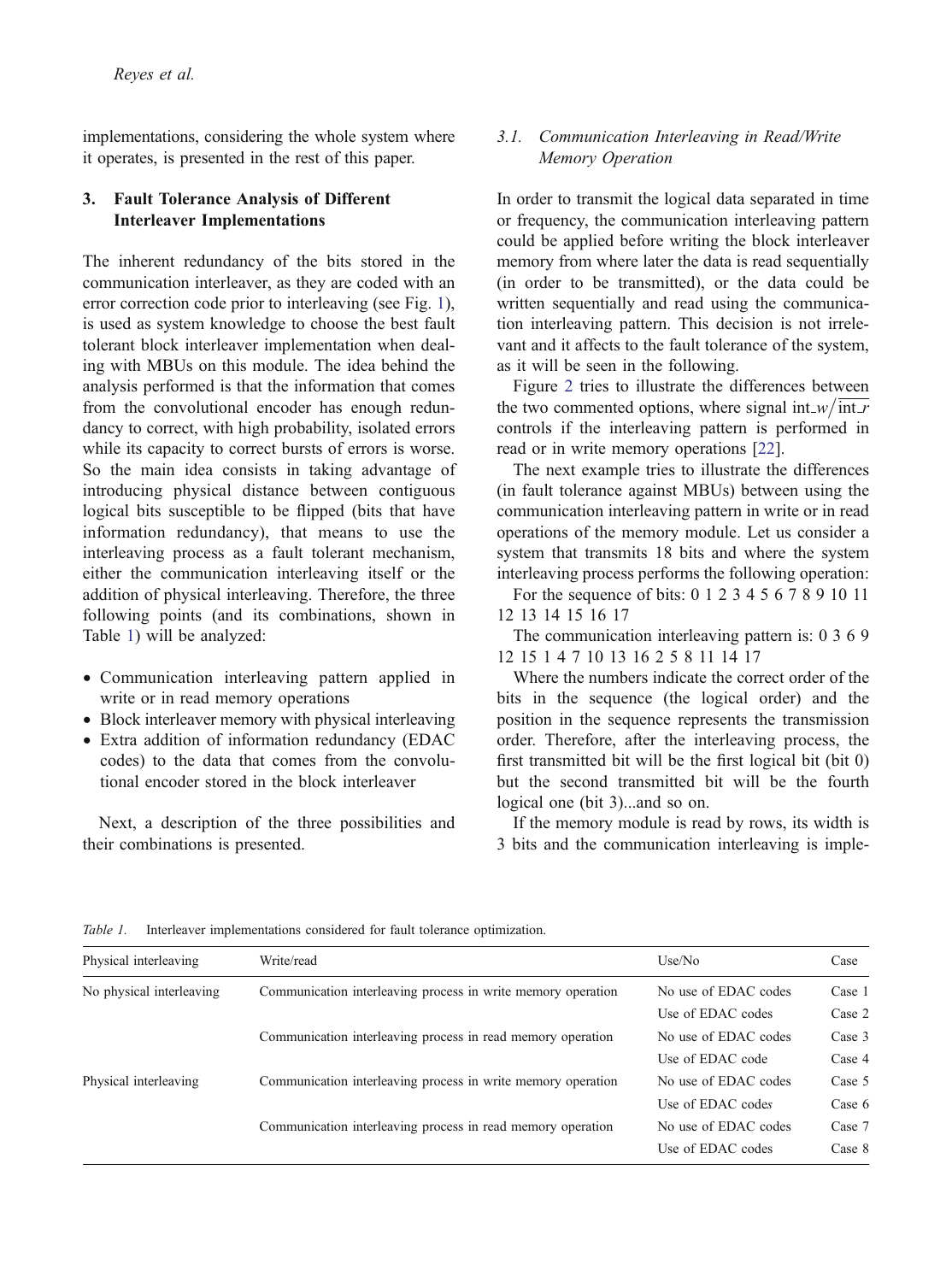implementations, considering the whole system where it operates, is presented in the rest of this paper.

## 3. Fault Tolerance Analysis of Different Interleaver Implementations

The inherent redundancy of the bits stored in the communication interleaver, as they are coded with an error correction code prior to interleaving (see Fig. 1), is used as system knowledge to choose the best fault tolerant block interleaver implementation when dealing with MBUs on this module. The idea behind the analysis performed is that the information that comes from the convolutional encoder has enough redundancy to correct, with high probability, isolated errors while its capacity to correct bursts of errors is worse. So the main idea consists in taking advantage of introducing physical distance between contiguous logical bits susceptible to be flipped (bits that have information redundancy), that means to use the interleaving process as a fault tolerant mechanism, either the communication interleaving itself or the addition of physical interleaving. Therefore, the three following points (and its combinations, shown in Table 1) will be analyzed:

- Communication interleaving pattern applied in write or in read memory operations
- Block interleaver memory with physical interleaving
- Extra addition of information redundancy (EDAC codes) to the data that comes from the convolutional encoder stored in the block interleaver

Next, a description of the three possibilities and their combinations is presented.

### *3.1. Communication Interleaving in Read/Write Memory Operation*

In order to transmit the logical data separated in time or frequency, the communication interleaving pattern could be applied before writing the block interleaver memory from where later the data is read sequentially (in order to be transmitted), or the data could be written sequentially and read using the communication interleaving pattern. This decision is not irrelevant and it affects to the fault tolerance of the system, as it will be seen in the following.

Figure 2 tries to illustrate the differences between the two commented options, where signal $int\_w/\overline{int\_r}$ controls if the interleaving pattern is performed in read or in write memory operations [22].

The next example tries to illustrate the differences (in fault tolerance against MBUs) between using the communication interleaving pattern in write or in read operations of the memory module. Let us consider a system that transmits 18 bits and where the system interleaving process performs the following operation:

For the sequence of bits: 0 1 2 3 4 5 6 7 8 9 10 11 12 13 14 15 16 17

The communication interleaving pattern is: 0 3 6 9 12 15 1 4 7 10 13 16 2 5 8 11 14 17

Where the numbers indicate the correct order of the bits in the sequence (the logical order) and the position in the sequence represents the transmission order. Therefore, after the interleaving process, the first transmitted bit will be the first logical bit (bit 0) but the second transmitted bit will be the fourth logical one (bit 3)...and so on.

If the memory module is read by rows, its width is 3 bits and the communication interleaving is imple-

*Table 1.* Interleaver implementations considered for fault tolerance optimization.

| Physical interleaving | Write/read | Use/No | Case |
|---|---|---|---|
| No physical interleaving | Communication interleaving process in write memory operation | No use of EDAC codes | Case 1 |
| | | Use of EDAC codes | Case 2 |
| | Communication interleaving process in read memory operation | No use of EDAC codes | Case 3 |
| | | Use of EDAC code | Case 4 |
| Physical interleaving | Communication interleaving process in write memory operation | No use of EDAC codes | Case 5 |
| | | Use of EDAC codes | Case 6 |
| | Communication interleaving process in read memory operation | No use of EDAC codes | Case 7 |
| | | Use of EDAC codes | Case 8 |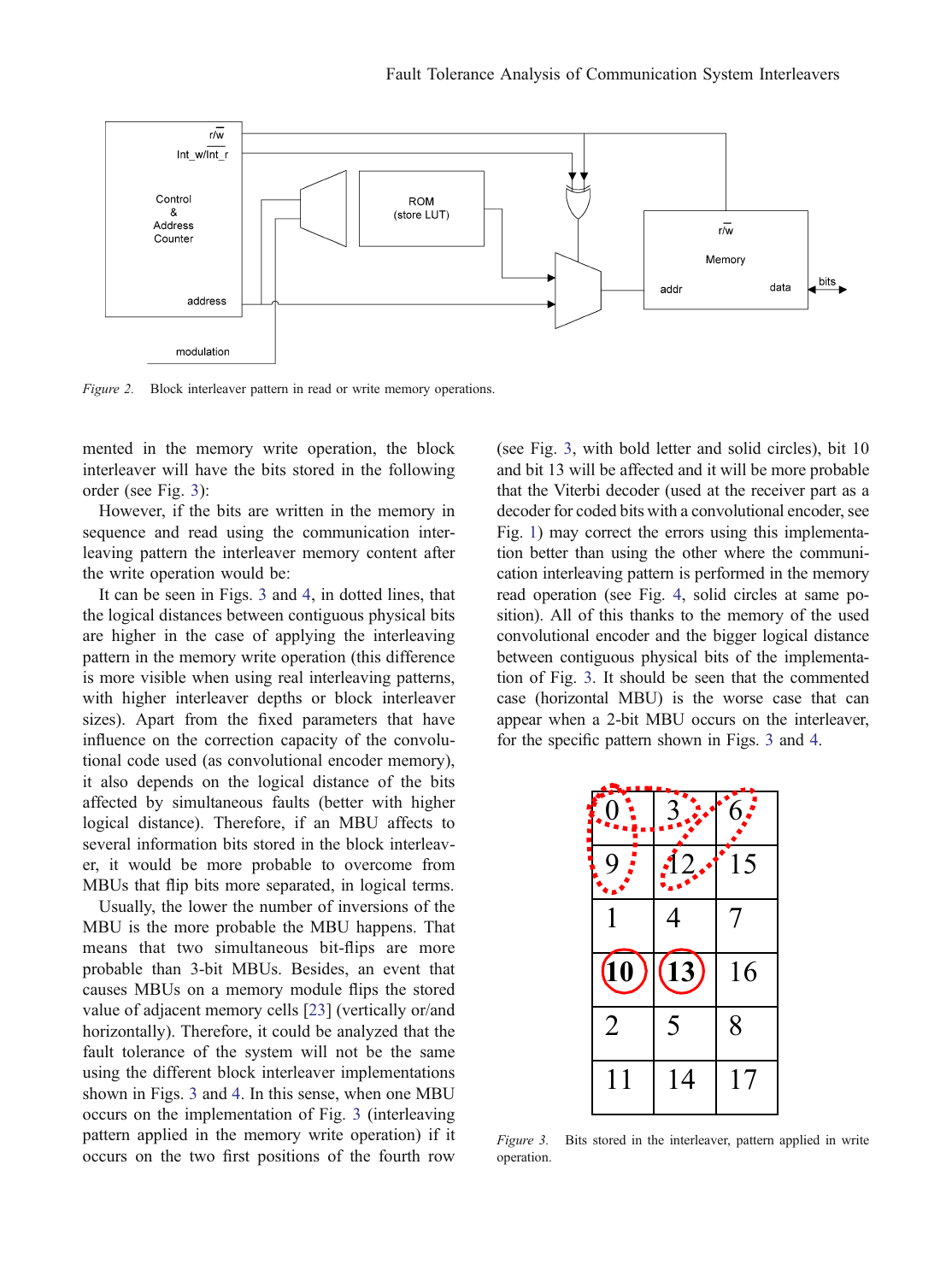Figure 2. Block interleaver pattern in read or write memory operations.

mented in the memory write operation, the block interleaver will have the bits stored in the following order (see Fig. 3):

However, if the bits are written in the memory in sequence and read using the communication interleaving pattern the interleaver memory content after the write operation would be:

It can be seen in Figs. 3 and 4, in dotted lines, that the logical distances between contiguous physical bits are higher in the case of applying the interleaving pattern in the memory write operation (this difference is more visible when using real interleaving patterns, with higher interleaver depths or block interleaver sizes). Apart from the fixed parameters that have influence on the correction capacity of the convolutional code used (as convolutional encoder memory), it also depends on the logical distance of the bits affected by simultaneous faults (better with higher logical distance). Therefore, if an MBU affects to several information bits stored in the block interleaver, it would be more probable to overcome from MBUs that flip bits more separated, in logical terms.

Usually, the lower the number of inversions of the MBU is the more probable the MBU happens. That means that two simultaneous bit-flips are more probable than 3-bit MBUs. Besides, an event that causes MBUs on a memory module flips the stored value of adjacent memory cells [23] (vertically or/and horizontally). Therefore, it could be analyzed that the fault tolerance of the system will not be the same using the different block interleaver implementations shown in Figs. 3 and 4. In this sense, when one MBU occurs on the implementation of Fig. 3 (interleaving pattern applied in the memory write operation) if it occurs on the two first positions of the fourth row (see Fig. 3, with bold letter and solid circles), bit 10 and bit 13 will be affected and it will be more probable that the Viterbi decoder (used at the receiver part as a decoder for coded bits with a convolutional encoder, see Fig. 1) may correct the errors using this implementation better than using the other where the communication interleaving pattern is performed in the memory read operation (see Fig. 4, solid circles at same position). All of this thanks to the memory of the used convolutional encoder and the bigger logical distance between contiguous physical bits of the implementation of Fig. 3. It should be seen that the commented case (horizontal MBU) is the worse case that can appear when a 2-bit MBU occurs on the interleaver, for the specific pattern shown in Figs. 3 and 4.

| 0 | 3 | 6 |
|---|---|---|
| 9 | 12 | 15 |
| 1 | 4 | 7 |
| **10** | **13** | 16 |
| 2 | 5 | 8 |
| 11 | 14 | 17 |

Figure 3. Bits stored in the interleaver, pattern applied in write operation.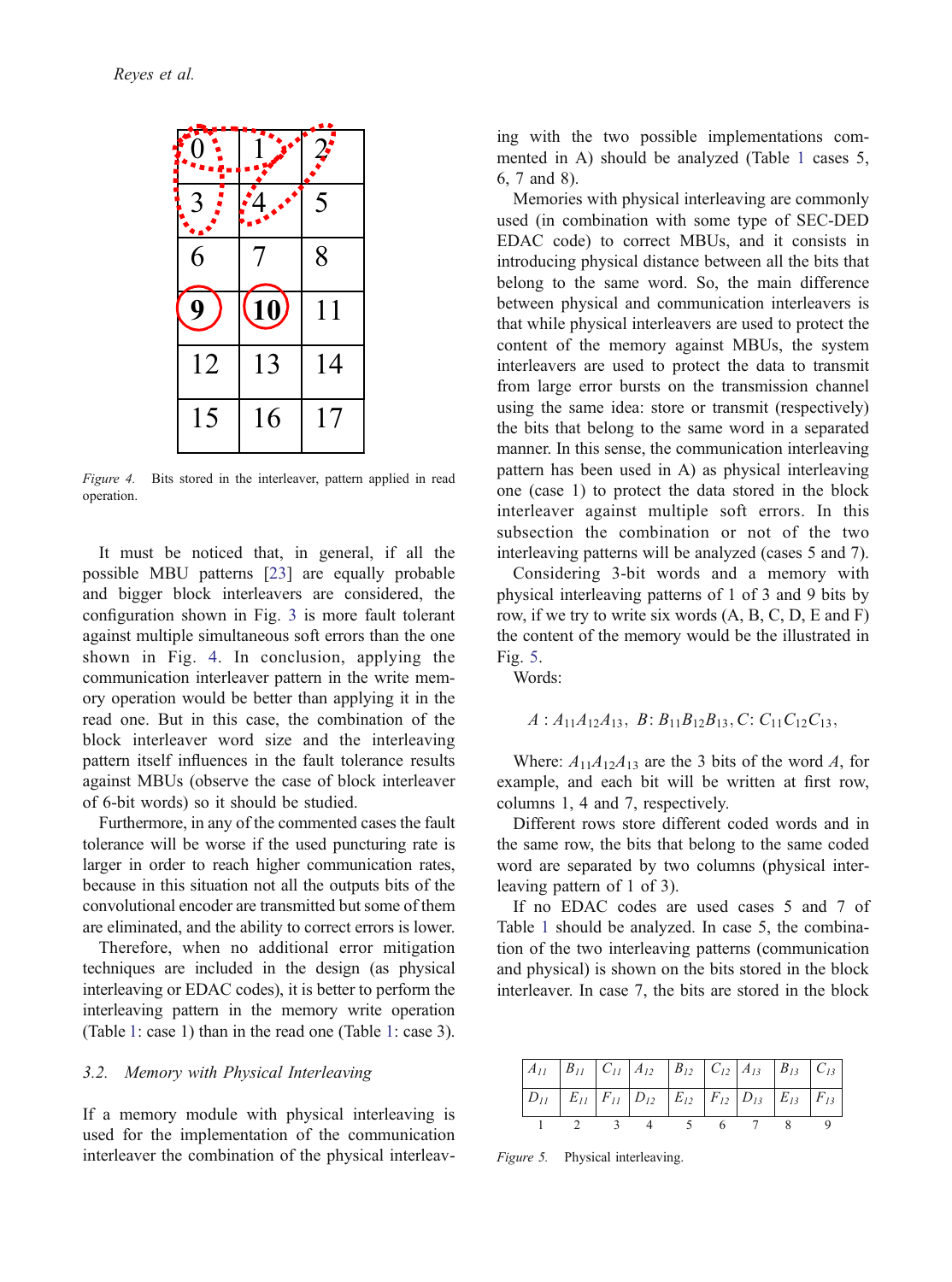| 0 | 1 | 2 |
|---|---|---|
| 3 | 4 | 5 |
| 6 | 7 | 8 |
| **9** | **10** | 11 |
| 12 | 13 | 14 |
| 15 | 16 | 17 |

*Figure 4.* Bits stored in the interleaver, pattern applied in read operation.

It must be noticed that, in general, if all the possible MBU patterns [23] are equally probable and bigger block interleavers are considered, the configuration shown in Fig. 3 is more fault tolerant against multiple simultaneous soft errors than the one shown in Fig. 4. In conclusion, applying the communication interleaver pattern in the write memory operation would be better than applying it in the read one. But in this case, the combination of the block interleaver word size and the interleaving pattern itself influences in the fault tolerance results against MBUs (observe the case of block interleaver of 6-bit words) so it should be studied.

Furthermore, in any of the commented cases the fault tolerance will be worse if the used puncturing rate is larger in order to reach higher communication rates, because in this situation not all the outputs bits of the convolutional encoder are transmitted but some of them are eliminated, and the ability to correct errors is lower.

Therefore, when no additional error mitigation techniques are included in the design (as physical interleaving or EDAC codes), it is better to perform the interleaving pattern in the memory write operation (Table 1: case 1) than in the read one (Table 1: case 3).

### 3.2. Memory with Physical Interleaving

If a memory module with physical interleaving is used for the implementation of the communication interleaver the combination of the physical interleaving with the two possible implementations commented in A) should be analyzed (Table 1 cases 5, 6, 7 and 8).

Memories with physical interleaving are commonly used (in combination with some type of SEC-DED EDAC code) to correct MBUs, and it consists in introducing physical distance between all the bits that belong to the same word. So, the main difference between physical and communication interleavers is that while physical interleavers are used to protect the content of the memory against MBUs, the system interleavers are used to protect the data to transmit from large error bursts on the transmission channel using the same idea: store or transmit (respectively) the bits that belong to the same word in a separated manner. In this sense, the communication interleaving pattern has been used in A) as physical interleaving one (case 1) to protect the data stored in the block interleaver against multiple soft errors. In this subsection the combination or not of the two interleaving patterns will be analyzed (cases 5 and 7).

Considering 3-bit words and a memory with physical interleaving patterns of 1 of 3 and 9 bits by row, if we try to write six words (A, B, C, D, E and F) the content of the memory would be the illustrated in Fig. 5.

Words:

$$A : A_{11}A_{12}A_{13},\ B: B_{11}B_{12}B_{13}, C: C_{11}C_{12}C_{13},$$

Where: $A_{11}A_{12}A_{13}$ are the 3 bits of the word $A$, for example, and each bit will be written at first row, columns 1, 4 and 7, respectively.

Different rows store different coded words and in the same row, the bits that belong to the same coded word are separated by two columns (physical interleaving pattern of 1 of 3).

If no EDAC codes are used cases 5 and 7 of Table 1 should be analyzed. In case 5, the combination of the two interleaving patterns (communication and physical) is shown on the bits stored in the block interleaver. In case 7, the bits are stored in the block

| $A_{11}$ | $B_{11}$ | $C_{11}$ | $A_{12}$ | $B_{12}$ | $C_{12}$ | $A_{13}$ | $B_{13}$ | $C_{13}$ |
|---|---|---|---|---|---|---|---|---|
| $D_{11}$ | $E_{11}$ | $F_{11}$ | $D_{12}$ | $E_{12}$ | $F_{12}$ | $D_{13}$ | $E_{13}$ | $F_{13}$ |
| 1 | 2 | 3 | 4 | 5 | 6 | 7 | 8 | 9 |

*Figure 5.* Physical interleaving.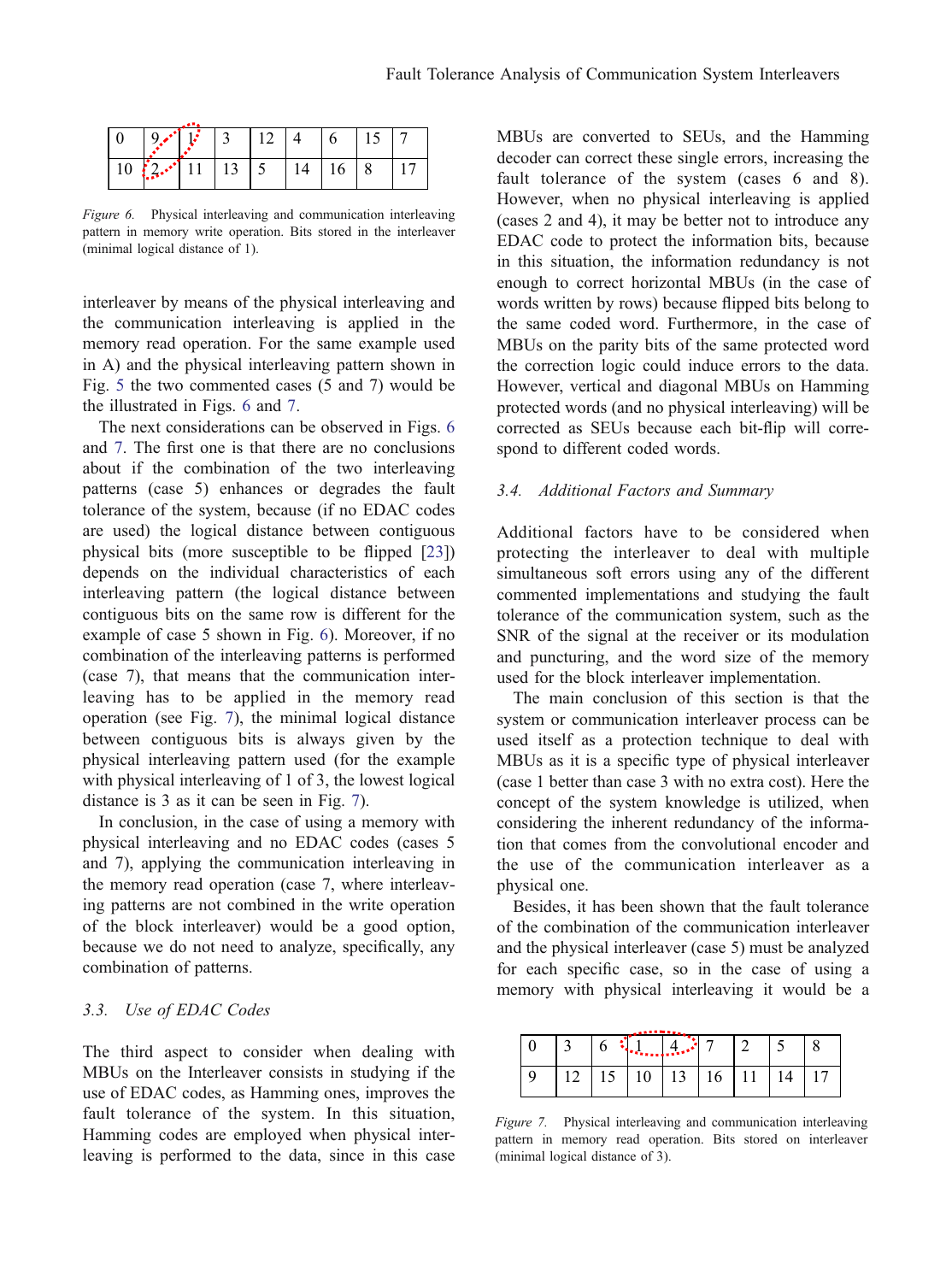| 0 | 9 | 1 | 3 | 12 | 4 | 6 | 15 | 7 |
|---|---|---|---|---|---|---|---|---|
| 10 | 2 | 11 | 13 | 5 | 14 | 16 | 8 | 17 |

*Figure 6.* Physical interleaving and communication interleaving pattern in memory write operation. Bits stored in the interleaver (minimal logical distance of 1).

interleaver by means of the physical interleaving and the communication interleaving is applied in the memory read operation. For the same example used in A) and the physical interleaving pattern shown in Fig. 5 the two commented cases (5 and 7) would be the illustrated in Figs. 6 and 7.

The next considerations can be observed in Figs. 6 and 7. The first one is that there are no conclusions about if the combination of the two interleaving patterns (case 5) enhances or degrades the fault tolerance of the system, because (if no EDAC codes are used) the logical distance between contiguous physical bits (more susceptible to be flipped [23]) depends on the individual characteristics of each interleaving pattern (the logical distance between contiguous bits on the same row is different for the example of case 5 shown in Fig. 6). Moreover, if no combination of the interleaving patterns is performed (case 7), that means that the communication interleaving has to be applied in the memory read operation (see Fig. 7), the minimal logical distance between contiguous bits is always given by the physical interleaving pattern used (for the example with physical interleaving of 1 of 3, the lowest logical distance is 3 as it can be seen in Fig. 7).

In conclusion, in the case of using a memory with physical interleaving and no EDAC codes (cases 5 and 7), applying the communication interleaving in the memory read operation (case 7, where interleaving patterns are not combined in the write operation of the block interleaver) would be a good option, because we do not need to analyze, specifically, any combination of patterns.

### *3.3. Use of EDAC Codes*

The third aspect to consider when dealing with MBUs on the Interleaver consists in studying if the use of EDAC codes, as Hamming ones, improves the fault tolerance of the system. In this situation, Hamming codes are employed when physical interleaving is performed to the data, since in this case MBUs are converted to SEUs, and the Hamming decoder can correct these single errors, increasing the fault tolerance of the system (cases 6 and 8). However, when no physical interleaving is applied (cases 2 and 4), it may be better not to introduce any EDAC code to protect the information bits, because in this situation, the information redundancy is not enough to correct horizontal MBUs (in the case of words written by rows) because flipped bits belong to the same coded word. Furthermore, in the case of MBUs on the parity bits of the same protected word the correction logic could induce errors to the data. However, vertical and diagonal MBUs on Hamming protected words (and no physical interleaving) will be corrected as SEUs because each bit-flip will correspond to different coded words.

### *3.4. Additional Factors and Summary*

Additional factors have to be considered when protecting the interleaver to deal with multiple simultaneous soft errors using any of the different commented implementations and studying the fault tolerance of the communication system, such as the SNR of the signal at the receiver or its modulation and puncturing, and the word size of the memory used for the block interleaver implementation.

The main conclusion of this section is that the system or communication interleaver process can be used itself as a protection technique to deal with MBUs as it is a specific type of physical interleaver (case 1 better than case 3 with no extra cost). Here the concept of the system knowledge is utilized, when considering the inherent redundancy of the information that comes from the convolutional encoder and the use of the communication interleaver as a physical one.

Besides, it has been shown that the fault tolerance of the combination of the communication interleaver and the physical interleaver (case 5) must be analyzed for each specific case, so in the case of using a memory with physical interleaving it would be a

| 0 | 3 | 6 | 1 | 4 | 7 | 2 | 5 | 8 |
|---|---|---|---|---|---|---|---|---|
| 9 | 12 | 15 | 10 | 13 | 16 | 11 | 14 | 17 |

*Figure 7.* Physical interleaving and communication interleaving pattern in memory read operation. Bits stored on interleaver (minimal logical distance of 3).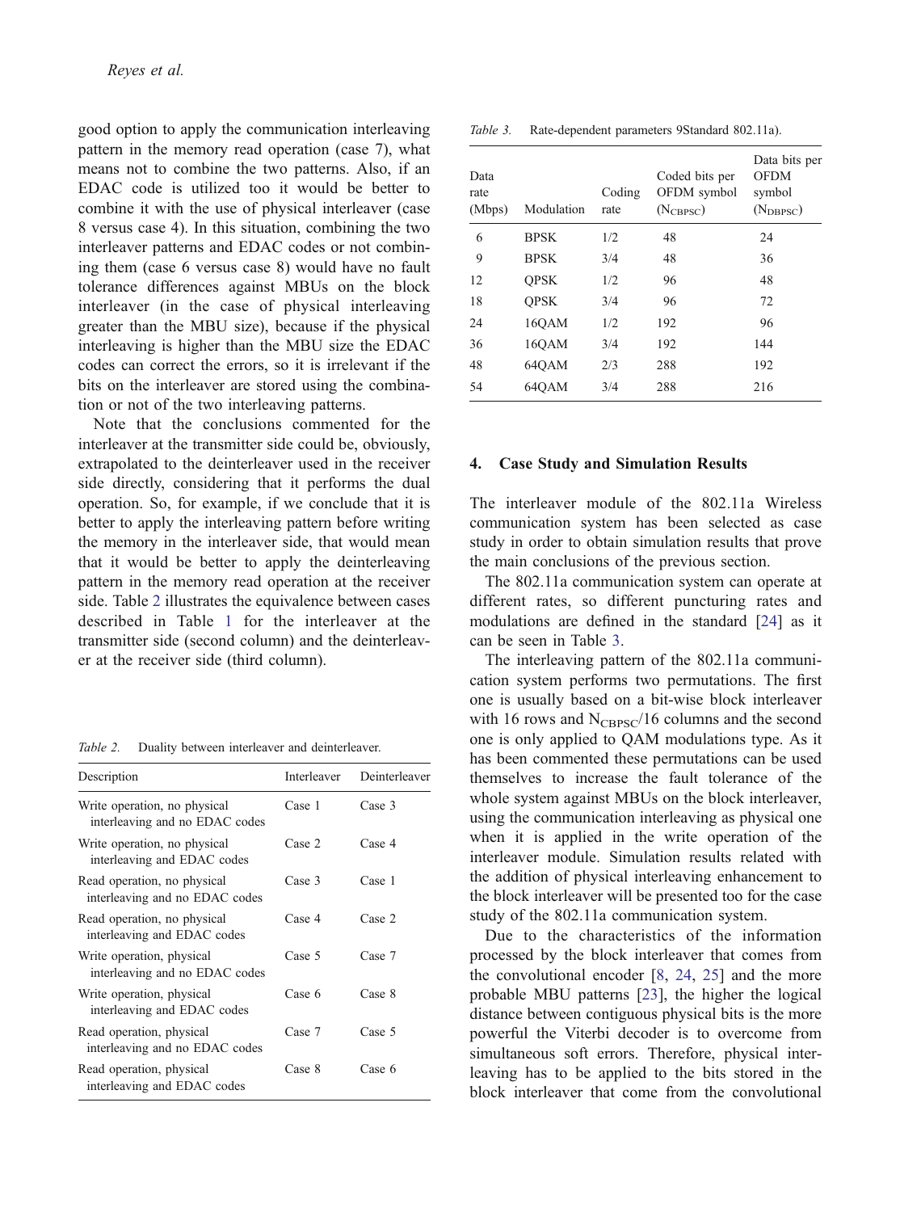good option to apply the communication interleaving pattern in the memory read operation (case 7), what means not to combine the two patterns. Also, if an EDAC code is utilized too it would be better to combine it with the use of physical interleaver (case 8 versus case 4). In this situation, combining the two interleaver patterns and EDAC codes or not combining them (case 6 versus case 8) would have no fault tolerance differences against MBUs on the block interleaver (in the case of physical interleaving greater than the MBU size), because if the physical interleaving is higher than the MBU size the EDAC codes can correct the errors, so it is irrelevant if the bits on the interleaver are stored using the combination or not of the two interleaving patterns.

Note that the conclusions commented for the interleaver at the transmitter side could be, obviously, extrapolated to the deinterleaver used in the receiver side directly, considering that it performs the dual operation. So, for example, if we conclude that it is better to apply the interleaving pattern before writing the memory in the interleaver side, that would mean that it would be better to apply the deinterleaving pattern in the memory read operation at the receiver side. Table 2 illustrates the equivalence between cases described in Table 1 for the interleaver at the transmitter side (second column) and the deinterleaver at the receiver side (third column).

*Table 2.* Duality between interleaver and deinterleaver.

| Description | Interleaver | Deinterleaver |
|---|---|---|
| Write operation, no physical interleaving and no EDAC codes | Case 1 | Case 3 |
| Write operation, no physical interleaving and EDAC codes | Case 2 | Case 4 |
| Read operation, no physical interleaving and no EDAC codes | Case 3 | Case 1 |
| Read operation, no physical interleaving and EDAC codes | Case 4 | Case 2 |
| Write operation, physical interleaving and no EDAC codes | Case 5 | Case 7 |
| Write operation, physical interleaving and EDAC codes | Case 6 | Case 8 |
| Read operation, physical interleaving and no EDAC codes | Case 7 | Case 5 |
| Read operation, physical interleaving and EDAC codes | Case 8 | Case 6 |

*Table 3.* Rate-dependent parameters 9Standard 802.11a).

| Data rate (Mbps) | Modulation | Coding rate | Coded bits per OFDM symbol ($N_{CBPSC}$) | Data bits per OFDM symbol ($N_{DBPSC}$) |
|---|---|---|---|---|
| 6 | BPSK | 1/2 | 48 | 24 |
| 9 | BPSK | 3/4 | 48 | 36 |
| 12 | QPSK | 1/2 | 96 | 48 |
| 18 | QPSK | 3/4 | 96 | 72 |
| 24 | 16QAM | 1/2 | 192 | 96 |
| 36 | 16QAM | 3/4 | 192 | 144 |
| 48 | 64QAM | 2/3 | 288 | 192 |
| 54 | 64QAM | 3/4 | 288 | 216 |

## 4. Case Study and Simulation Results

The interleaver module of the 802.11a Wireless communication system has been selected as case study in order to obtain simulation results that prove the main conclusions of the previous section.

The 802.11a communication system can operate at different rates, so different puncturing rates and modulations are defined in the standard [24] as it can be seen in Table 3.

The interleaving pattern of the 802.11a communication system performs two permutations. The first one is usually based on a bit-wise block interleaver with 16 rows and $N_{CBPSC}/16$ columns and the second one is only applied to QAM modulations type. As it has been commented these permutations can be used themselves to increase the fault tolerance of the whole system against MBUs on the block interleaver, using the communication interleaving as physical one when it is applied in the write operation of the interleaver module. Simulation results related with the addition of physical interleaving enhancement to the block interleaver will be presented too for the case study of the 802.11a communication system.

Due to the characteristics of the information processed by the block interleaver that comes from the convolutional encoder [8, 24, 25] and the more probable MBU patterns [23], the higher the logical distance between contiguous physical bits is the more powerful the Viterbi decoder is to overcome from simultaneous soft errors. Therefore, physical interleaving has to be applied to the bits stored in the block interleaver that come from the convolutional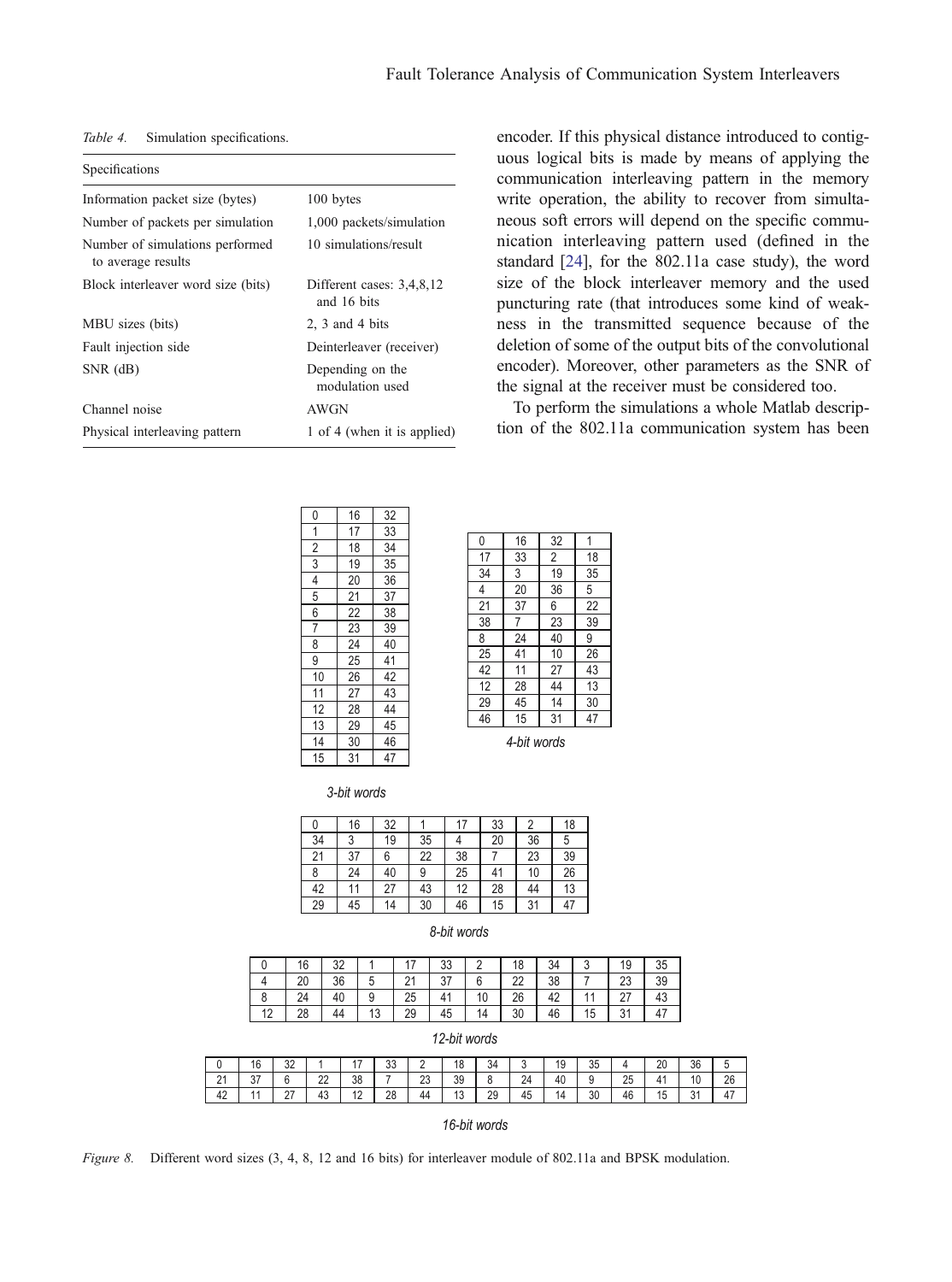*Table 4.* Simulation specifications.

| Specifications | |
|---|---|
| Information packet size (bytes) | 100 bytes |
| Number of packets per simulation | 1,000 packets/simulation |
| Number of simulations performed to average results | 10 simulations/result |
| Block interleaver word size (bits) | Different cases: 3,4,8,12 and 16 bits |
| MBU sizes (bits) | 2, 3 and 4 bits |
| Fault injection side | Deinterleaver (receiver) |
| SNR (dB) | Depending on the modulation used |
| Channel noise | AWGN |
| Physical interleaving pattern | 1 of 4 (when it is applied) |

encoder. If this physical distance introduced to contiguous logical bits is made by means of applying the communication interleaving pattern in the memory write operation, the ability to recover from simultaneous soft errors will depend on the specific communication interleaving pattern used (defined in the standard [24], for the 802.11a case study), the word size of the block interleaver memory and the used puncturing rate (that introduces some kind of weakness in the transmitted sequence because of the deletion of some of the output bits of the convolutional encoder). Moreover, other parameters as the SNR of the signal at the receiver must be considered too.

To perform the simulations a whole Matlab description of the 802.11a communication system has been

| | | |
|---|---|---|
| 0 | 16 | 32 |
| 1 | 17 | 33 |
| 2 | 18 | 34 |
| 3 | 19 | 35 |
| 4 | 20 | 36 |
| 5 | 21 | 37 |
| 6 | 22 | 38 |
| 7 | 23 | 39 |
| 8 | 24 | 40 |
| 9 | 25 | 41 |
| 10 | 26 | 42 |
| 11 | 27 | 43 |
| 12 | 28 | 44 |
| 13 | 29 | 45 |
| 14 | 30 | 46 |
| 15 | 31 | 47 |

*3-bit words*

| | | | |
|---|---|---|---|
| 0 | 16 | 32 | 1 |
| 17 | 33 | 2 | 18 |
| 34 | 3 | 19 | 35 |
| 4 | 20 | 36 | 5 |
| 21 | 37 | 6 | 22 |
| 38 | 7 | 23 | 39 |
| 8 | 24 | 40 | 9 |
| 25 | 41 | 10 | 26 |
| 42 | 11 | 27 | 43 |
| 12 | 28 | 44 | 13 |
| 29 | 45 | 14 | 30 |
| 46 | 15 | 31 | 47 |

*4-bit words*

| | | | | | | | |
|---|---|---|---|---|---|---|---|
| 0 | 16 | 32 | 1 | 17 | 33 | 2 | 18 |
| 34 | 3 | 19 | 35 | 4 | 20 | 36 | 5 |
| 21 | 37 | 6 | 22 | 38 | 7 | 23 | 39 |
| 8 | 24 | 40 | 9 | 25 | 41 | 10 | 26 |
| 42 | 11 | 27 | 43 | 12 | 28 | 44 | 13 |
| 29 | 45 | 14 | 30 | 46 | 15 | 31 | 47 |

*8-bit words*

| | | | | | | | | | | | |
|---|---|---|---|---|---|---|---|---|---|---|---|
| 0 | 16 | 32 | 1 | 17 | 33 | 2 | 18 | 34 | 3 | 19 | 35 |
| 4 | 20 | 36 | 5 | 21 | 37 | 6 | 22 | 38 | 7 | 23 | 39 |
| 8 | 24 | 40 | 9 | 25 | 41 | 10 | 26 | 42 | 11 | 27 | 43 |
| 12 | 28 | 44 | 13 | 29 | 45 | 14 | 30 | 46 | 15 | 31 | 47 |

*12-bit words*

| | | | | | | | | | | | | | | | |
|---|---|---|---|---|---|---|---|---|---|---|---|---|---|---|---|
| 0 | 16 | 32 | 1 | 17 | 33 | 2 | 18 | 34 | 3 | 19 | 35 | 4 | 20 | 36 | 5 |
| 21 | 37 | 6 | 22 | 38 | 7 | 23 | 39 | 8 | 24 | 40 | 9 | 25 | 41 | 10 | 26 |
| 42 | 11 | 27 | 43 | 12 | 28 | 44 | 13 | 29 | 45 | 14 | 30 | 46 | 15 | 31 | 47 |

*16-bit words*

*Figure 8.* Different word sizes (3, 4, 8, 12 and 16 bits) for interleaver module of 802.11a and BPSK modulation.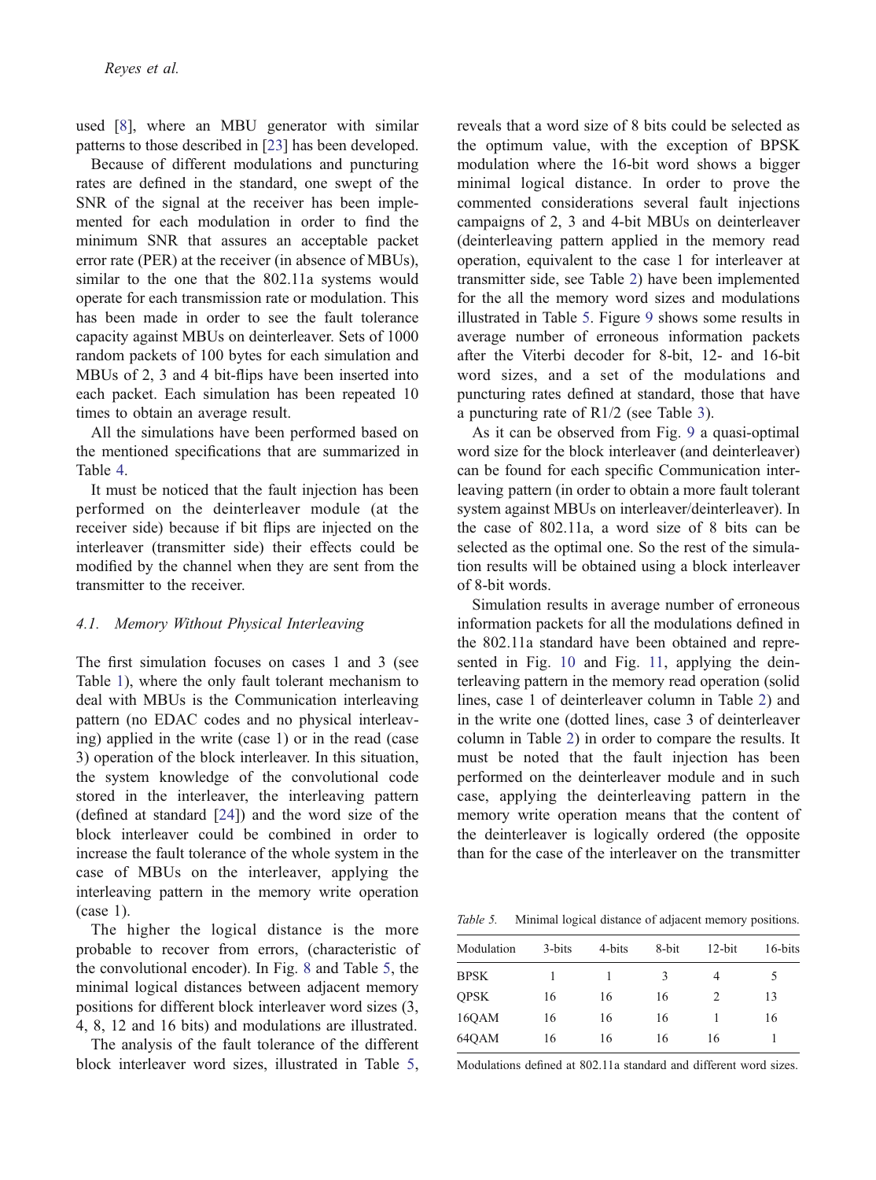used [8], where an MBU generator with similar patterns to those described in [23] has been developed.

Because of different modulations and puncturing rates are defined in the standard, one swept of the SNR of the signal at the receiver has been implemented for each modulation in order to find the minimum SNR that assures an acceptable packet error rate (PER) at the receiver (in absence of MBUs), similar to the one that the 802.11a systems would operate for each transmission rate or modulation. This has been made in order to see the fault tolerance capacity against MBUs on deinterleaver. Sets of 1000 random packets of 100 bytes for each simulation and MBUs of 2, 3 and 4 bit-flips have been inserted into each packet. Each simulation has been repeated 10 times to obtain an average result.

All the simulations have been performed based on the mentioned specifications that are summarized in Table 4.

It must be noticed that the fault injection has been performed on the deinterleaver module (at the receiver side) because if bit flips are injected on the interleaver (transmitter side) their effects could be modified by the channel when they are sent from the transmitter to the receiver.

### *4.1. Memory Without Physical Interleaving*

The first simulation focuses on cases 1 and 3 (see Table 1), where the only fault tolerant mechanism to deal with MBUs is the Communication interleaving pattern (no EDAC codes and no physical interleaving) applied in the write (case 1) or in the read (case 3) operation of the block interleaver. In this situation, the system knowledge of the convolutional code stored in the interleaver, the interleaving pattern (defined at standard [24]) and the word size of the block interleaver could be combined in order to increase the fault tolerance of the whole system in the case of MBUs on the interleaver, applying the interleaving pattern in the memory write operation (case 1).

The higher the logical distance is the more probable to recover from errors, (characteristic of the convolutional encoder). In Fig. 8 and Table 5, the minimal logical distances between adjacent memory positions for different block interleaver word sizes (3, 4, 8, 12 and 16 bits) and modulations are illustrated.

The analysis of the fault tolerance of the different block interleaver word sizes, illustrated in Table 5, reveals that a word size of 8 bits could be selected as the optimum value, with the exception of BPSK modulation where the 16-bit word shows a bigger minimal logical distance. In order to prove the commented considerations several fault injections campaigns of 2, 3 and 4-bit MBUs on deinterleaver (deinterleaving pattern applied in the memory read operation, equivalent to the case 1 for interleaver at transmitter side, see Table 2) have been implemented for the all the memory word sizes and modulations illustrated in Table 5. Figure 9 shows some results in average number of erroneous information packets after the Viterbi decoder for 8-bit, 12- and 16-bit word sizes, and a set of the modulations and puncturing rates defined at standard, those that have a puncturing rate of R1/2 (see Table 3).

As it can be observed from Fig. 9 a quasi-optimal word size for the block interleaver (and deinterleaver) can be found for each specific Communication interleaving pattern (in order to obtain a more fault tolerant system against MBUs on interleaver/deinterleaver). In the case of 802.11a, a word size of 8 bits can be selected as the optimal one. So the rest of the simulation results will be obtained using a block interleaver of 8-bit words.

Simulation results in average number of erroneous information packets for all the modulations defined in the 802.11a standard have been obtained and represented in Fig. 10 and Fig. 11, applying the deinterleaving pattern in the memory read operation (solid lines, case 1 of deinterleaver column in Table 2) and in the write one (dotted lines, case 3 of deinterleaver column in Table 2) in order to compare the results. It must be noted that the fault injection has been performed on the deinterleaver module and in such case, applying the deinterleaving pattern in the memory write operation means that the content of the deinterleaver is logically ordered (the opposite than for the case of the interleaver on the transmitter

*Table 5.* Minimal logical distance of adjacent memory positions.

| Modulation | 3-bits | 4-bits | 8-bit | 12-bit | 16-bits |
|---|---|---|---|---|---|
| BPSK | 1 | 1 | 3 | 4 | 5 |
| QPSK | 16 | 16 | 16 | 2 | 13 |
| 16QAM | 16 | 16 | 16 | 1 | 16 |
| 64QAM | 16 | 16 | 16 | 16 | 1 |

Modulations defined at 802.11a standard and different word sizes.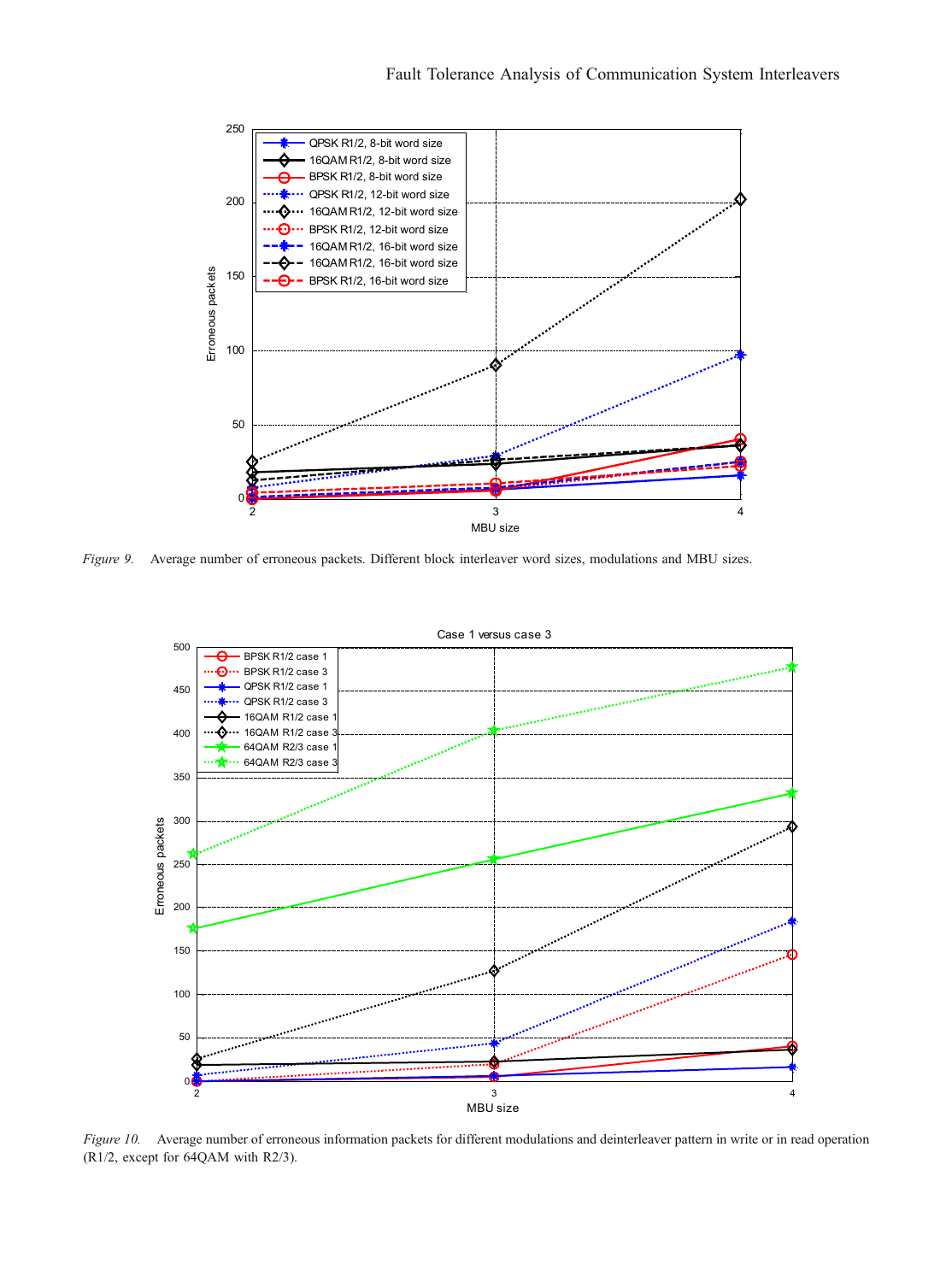*Figure 9.* Average number of erroneous packets. Different block interleaver word sizes, modulations and MBU sizes.

*Figure 10.* Average number of erroneous information packets for different modulations and deinterleaver pattern in write or in read operation (R1/2, except for 64QAM with R2/3).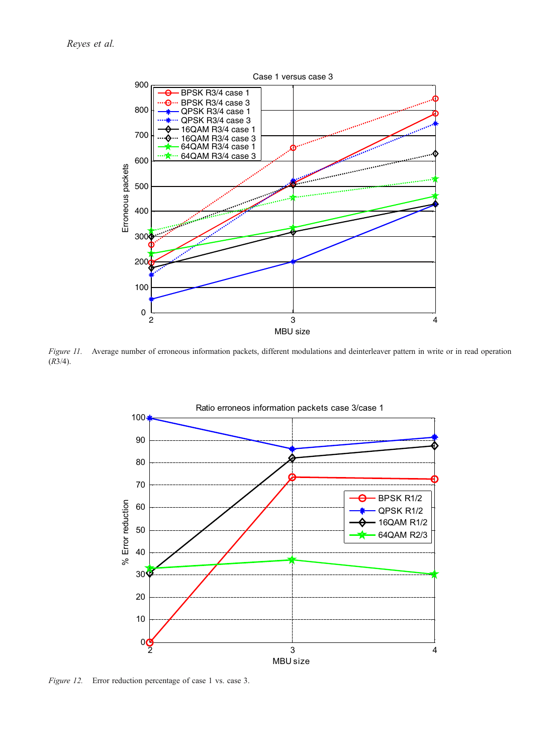*Figure 11.* Average number of erroneous information packets, different modulations and deinterleaver pattern in write or in read operation ($R3/4$).

*Figure 12.* Error reduction percentage of case 1 vs. case 3.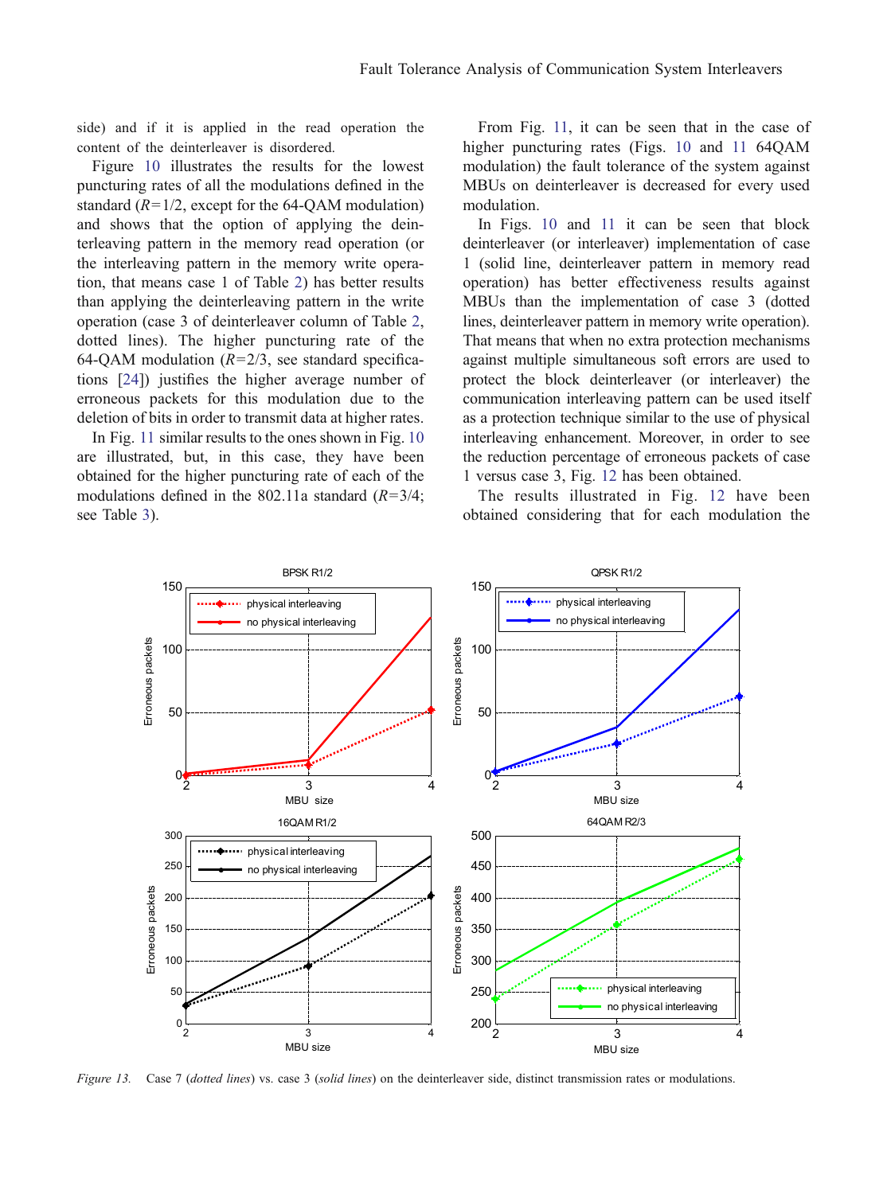side) and if it is applied in the read operation the content of the deinterleaver is disordered.

Figure 10 illustrates the results for the lowest puncturing rates of all the modulations defined in the standard ($R$=1/2, except for the 64-QAM modulation) and shows that the option of applying the deinterleaving pattern in the memory read operation (or the interleaving pattern in the memory write operation, that means case 1 of Table 2) has better results than applying the deinterleaving pattern in the write operation (case 3 of deinterleaver column of Table 2, dotted lines). The higher puncturing rate of the 64-QAM modulation ($R$=2/3, see standard specifications [24]) justifies the higher average number of erroneous packets for this modulation due to the deletion of bits in order to transmit data at higher rates.

In Fig. 11 similar results to the ones shown in Fig. 10 are illustrated, but, in this case, they have been obtained for the higher puncturing rate of each of the modulations defined in the 802.11a standard ($R$=3/4; see Table 3).

From Fig. 11, it can be seen that in the case of higher puncturing rates (Figs. 10 and 11 64QAM modulation) the fault tolerance of the system against MBUs on deinterleaver is decreased for every used modulation.

In Figs. 10 and 11 it can be seen that block deinterleaver (or interleaver) implementation of case 1 (solid line, deinterleaver pattern in memory read operation) has better effectiveness results against MBUs than the implementation of case 3 (dotted lines, deinterleaver pattern in memory write operation). That means that when no extra protection mechanisms against multiple simultaneous soft errors are used to protect the block deinterleaver (or interleaver) the communication interleaving pattern can be used itself as a protection technique similar to the use of physical interleaving enhancement. Moreover, in order to see the reduction percentage of erroneous packets of case 1 versus case 3, Fig. 12 has been obtained.

The results illustrated in Fig. 12 have been obtained considering that for each modulation the

*Figure 13.* Case 7 (*dotted lines*) vs. case 3 (*solid lines*) on the deinterleaver side, distinct transmission rates or modulations.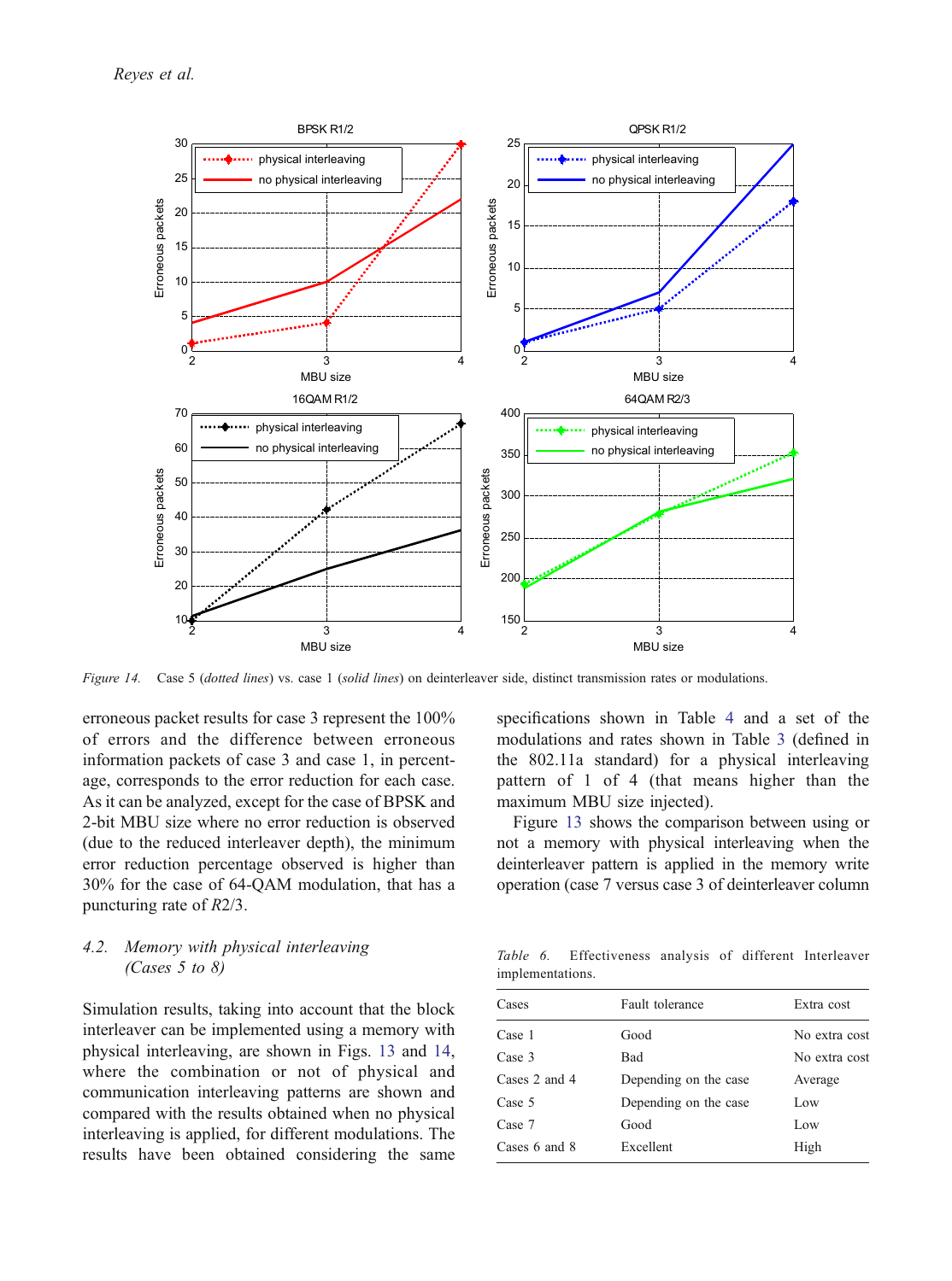*Figure 14.* Case 5 (*dotted lines*) vs. case 1 (*solid lines*) on deinterleaver side, distinct transmission rates or modulations.

erroneous packet results for case 3 represent the 100% of errors and the difference between erroneous information packets of case 3 and case 1, in percentage, corresponds to the error reduction for each case. As it can be analyzed, except for the case of BPSK and 2-bit MBU size where no error reduction is observed (due to the reduced interleaver depth), the minimum error reduction percentage observed is higher than 30% for the case of 64-QAM modulation, that has a puncturing rate of *R*2/3.

### 4.2. *Memory with physical interleaving (Cases 5 to 8)*

Simulation results, taking into account that the block interleaver can be implemented using a memory with physical interleaving, are shown in Figs. 13 and 14, where the combination or not of physical and communication interleaving patterns are shown and compared with the results obtained when no physical interleaving is applied, for different modulations. The results have been obtained considering the same specifications shown in Table 4 and a set of the modulations and rates shown in Table 3 (defined in the 802.11a standard) for a physical interleaving pattern of 1 of 4 (that means higher than the maximum MBU size injected).

Figure 13 shows the comparison between using or not a memory with physical interleaving when the deinterleaver pattern is applied in the memory write operation (case 7 versus case 3 of deinterleaver column

*Table 6.* Effectiveness analysis of different Interleaver implementations.

| Cases | Fault tolerance | Extra cost |
|---|---|---|
| Case 1 | Good | No extra cost |
| Case 3 | Bad | No extra cost |
| Cases 2 and 4 | Depending on the case | Average |
| Case 5 | Depending on the case | Low |
| Case 7 | Good | Low |
| Cases 6 and 8 | Excellent | High |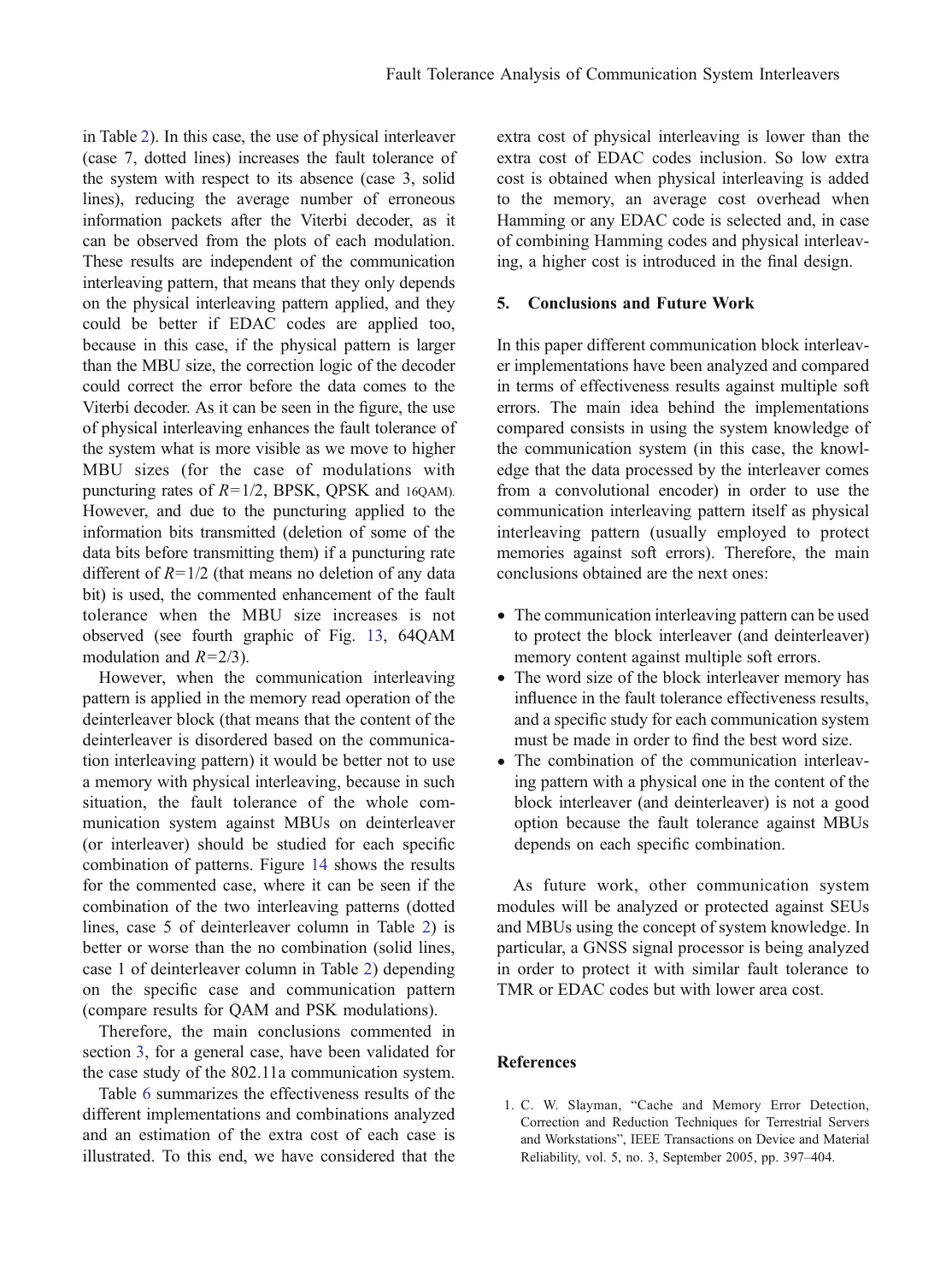in Table 2). In this case, the use of physical interleaver (case 7, dotted lines) increases the fault tolerance of the system with respect to its absence (case 3, solid lines), reducing the average number of erroneous information packets after the Viterbi decoder, as it can be observed from the plots of each modulation. These results are independent of the communication interleaving pattern, that means that they only depends on the physical interleaving pattern applied, and they could be better if EDAC codes are applied too, because in this case, if the physical pattern is larger than the MBU size, the correction logic of the decoder could correct the error before the data comes to the Viterbi decoder. As it can be seen in the figure, the use of physical interleaving enhances the fault tolerance of the system what is more visible as we move to higher MBU sizes (for the case of modulations with puncturing rates of $R=1/2$, BPSK, QPSK and 16QAM). However, and due to the puncturing applied to the information bits transmitted (deletion of some of the data bits before transmitting them) if a puncturing rate different of $R=1/2$ (that means no deletion of any data bit) is used, the commented enhancement of the fault tolerance when the MBU size increases is not observed (see fourth graphic of Fig. 13, 64QAM modulation and $R=2/3$).

However, when the communication interleaving pattern is applied in the memory read operation of the deinterleaver block (that means that the content of the deinterleaver is disordered based on the communication interleaving pattern) it would be better not to use a memory with physical interleaving, because in such situation, the fault tolerance of the whole communication system against MBUs on deinterleaver (or interleaver) should be studied for each specific combination of patterns. Figure 14 shows the results for the commented case, where it can be seen if the combination of the two interleaving patterns (dotted lines, case 5 of deinterleaver column in Table 2) is better or worse than the no combination (solid lines, case 1 of deinterleaver column in Table 2) depending on the specific case and communication pattern (compare results for QAM and PSK modulations).

Therefore, the main conclusions commented in section 3, for a general case, have been validated for the case study of the 802.11a communication system.

Table 6 summarizes the effectiveness results of the different implementations and combinations analyzed and an estimation of the extra cost of each case is illustrated. To this end, we have considered that the extra cost of physical interleaving is lower than the extra cost of EDAC codes inclusion. So low extra cost is obtained when physical interleaving is added to the memory, an average cost overhead when Hamming or any EDAC code is selected and, in case of combining Hamming codes and physical interleaving, a higher cost is introduced in the final design.

## 5. Conclusions and Future Work

In this paper different communication block interleaver implementations have been analyzed and compared in terms of effectiveness results against multiple soft errors. The main idea behind the implementations compared consists in using the system knowledge of the communication system (in this case, the knowledge that the data processed by the interleaver comes from a convolutional encoder) in order to use the communication interleaving pattern itself as physical interleaving pattern (usually employed to protect memories against soft errors). Therefore, the main conclusions obtained are the next ones:

- The communication interleaving pattern can be used to protect the block interleaver (and deinterleaver) memory content against multiple soft errors.
- The word size of the block interleaver memory has influence in the fault tolerance effectiveness results, and a specific study for each communication system must be made in order to find the best word size.
- The combination of the communication interleaving pattern with a physical one in the content of the block interleaver (and deinterleaver) is not a good option because the fault tolerance against MBUs depends on each specific combination.

As future work, other communication system modules will be analyzed or protected against SEUs and MBUs using the concept of system knowledge. In particular, a GNSS signal processor is being analyzed in order to protect it with similar fault tolerance to TMR or EDAC codes but with lower area cost.

## References

1. C. W. Slayman, "Cache and Memory Error Detection, Correction and Reduction Techniques for Terrestrial Servers and Workstations", IEEE Transactions on Device and Material Reliability, vol. 5, no. 3, September 2005, pp. 397–404.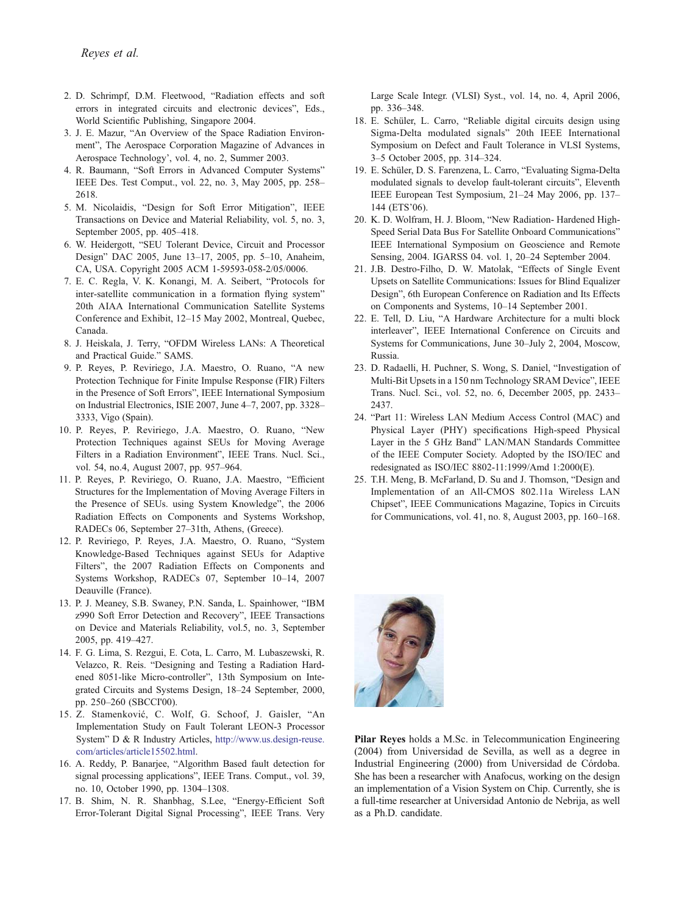2. D. Schrimpf, D.M. Fleetwood, "Radiation effects and soft errors in integrated circuits and electronic devices", Eds., World Scientific Publishing, Singapore 2004.
3. J. E. Mazur, "An Overview of the Space Radiation Environment", The Aerospace Corporation Magazine of Advances in Aerospace Technology', vol. 4, no. 2, Summer 2003.
4. R. Baumann, "Soft Errors in Advanced Computer Systems" IEEE Des. Test Comput., vol. 22, no. 3, May 2005, pp. 258–2618.
5. M. Nicolaidis, "Design for Soft Error Mitigation", IEEE Transactions on Device and Material Reliability, vol. 5, no. 3, September 2005, pp. 405–418.
6. W. Heidergott, "SEU Tolerant Device, Circuit and Processor Design" DAC 2005, June 13–17, 2005, pp. 5–10, Anaheim, CA, USA. Copyright 2005 ACM 1-59593-058-2/05/0006.
7. E. C. Regla, V. K. Konangi, M. A. Seibert, "Protocols for inter-satellite communication in a formation flying system" 20th AIAA International Communication Satellite Systems Conference and Exhibit, 12–15 May 2002, Montreal, Quebec, Canada.
8. J. Heiskala, J. Terry, "OFDM Wireless LANs: A Theoretical and Practical Guide." SAMS.
9. P. Reyes, P. Reviriego, J.A. Maestro, O. Ruano, "A new Protection Technique for Finite Impulse Response (FIR) Filters in the Presence of Soft Errors", IEEE International Symposium on Industrial Electronics, ISIE 2007, June 4–7, 2007, pp. 3328–3333, Vigo (Spain).
10. P. Reyes, P. Reviriego, J.A. Maestro, O. Ruano, "New Protection Techniques against SEUs for Moving Average Filters in a Radiation Environment", IEEE Trans. Nucl. Sci., vol. 54, no.4, August 2007, pp. 957–964.
11. P. Reyes, P. Reviriego, O. Ruano, J.A. Maestro, "Efficient Structures for the Implementation of Moving Average Filters in the Presence of SEUs. using System Knowledge", the 2006 Radiation Effects on Components and Systems Workshop, RADECs 06, September 27–31th, Athens, (Greece).
12. P. Reviriego, P. Reyes, J.A. Maestro, O. Ruano, "System Knowledge-Based Techniques against SEUs for Adaptive Filters", the 2007 Radiation Effects on Components and Systems Workshop, RADECs 07, September 10–14, 2007 Deauville (France).
13. P. J. Meaney, S.B. Swaney, P.N. Sanda, L. Spainhower, "IBM z990 Soft Error Detection and Recovery", IEEE Transactions on Device and Materials Reliability, vol.5, no. 3, September 2005, pp. 419–427.
14. F. G. Lima, S. Rezgui, E. Cota, L. Carro, M. Lubaszewski, R. Velazco, R. Reis. "Designing and Testing a Radiation Hardened 8051-like Micro-controller", 13th Symposium on Integrated Circuits and Systems Design, 18–24 September, 2000, pp. 250–260 (SBCCI'00).
15. Z. Stamenković, C. Wolf, G. Schoof, J. Gaisler, "An Implementation Study on Fault Tolerant LEON-3 Processor System" D & R Industry Articles, http://www.us.design-reuse.com/articles/article15502.html.
16. A. Reddy, P. Banarjee, "Algorithm Based fault detection for signal processing applications", IEEE Trans. Comput., vol. 39, no. 10, October 1990, pp. 1304–1308.
17. B. Shim, N. R. Shanbhag, S.Lee, "Energy-Efficient Soft Error-Tolerant Digital Signal Processing", IEEE Trans. Very Large Scale Integr. (VLSI) Syst., vol. 14, no. 4, April 2006, pp. 336–348.
18. E. Schüler, L. Carro, "Reliable digital circuits design using Sigma-Delta modulated signals" 20th IEEE International Symposium on Defect and Fault Tolerance in VLSI Systems, 3–5 October 2005, pp. 314–324.
19. E. Schüler, D. S. Farenzena, L. Carro, "Evaluating Sigma-Delta modulated signals to develop fault-tolerant circuits", Eleventh IEEE European Test Symposium, 21–24 May 2006, pp. 137–144 (ETS'06).
20. K. D. Wolfram, H. J. Bloom, "New Radiation- Hardened High-Speed Serial Data Bus For Satellite Onboard Communications" IEEE International Symposium on Geoscience and Remote Sensing, 2004. IGARSS 04. vol. 1, 20–24 September 2004.
21. J.B. Destro-Filho, D. W. Matolak, "Effects of Single Event Upsets on Satellite Communications: Issues for Blind Equalizer Design", 6th European Conference on Radiation and Its Effects on Components and Systems, 10–14 September 2001.
22. E. Tell, D. Liu, "A Hardware Architecture for a multi block interleaver", IEEE International Conference on Circuits and Systems for Communications, June 30–July 2, 2004, Moscow, Russia.
23. D. Radaelli, H. Puchner, S. Wong, S. Daniel, "Investigation of Multi-Bit Upsets in a 150 nm Technology SRAM Device", IEEE Trans. Nucl. Sci., vol. 52, no. 6, December 2005, pp. 2433–2437.
24. "Part 11: Wireless LAN Medium Access Control (MAC) and Physical Layer (PHY) specifications High-speed Physical Layer in the 5 GHz Band" LAN/MAN Standards Committee of the IEEE Computer Society. Adopted by the ISO/IEC and redesignated as ISO/IEC 8802-11:1999/Amd 1:2000(E).
25. T.H. Meng, B. McFarland, D. Su and J. Thomson, "Design and Implementation of an All-CMOS 802.11a Wireless LAN Chipset", IEEE Communications Magazine, Topics in Circuits for Communications, vol. 41, no. 8, August 2003, pp. 160–168.

**Pilar Reyes** holds a M.Sc. in Telecommunication Engineering (2004) from Universidad de Sevilla, as well as a degree in Industrial Engineering (2000) from Universidad de Córdoba. She has been a researcher with Anafocus, working on the design an implementation of a Vision System on Chip. Currently, she is a full-time researcher at Universidad Antonio de Nebrija, as well as a Ph.D. candidate.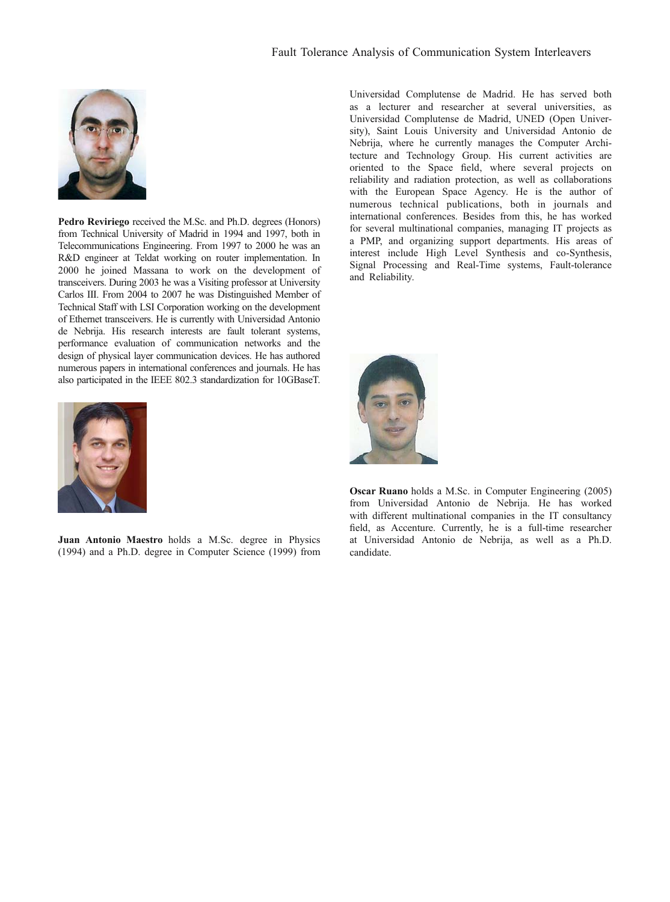**Pedro Reviriego** received the M.Sc. and Ph.D. degrees (Honors) from Technical University of Madrid in 1994 and 1997, both in Telecommunications Engineering. From 1997 to 2000 he was an R&D engineer at Teldat working on router implementation. In 2000 he joined Massana to work on the development of transceivers. During 2003 he was a Visiting professor at University Carlos III. From 2004 to 2007 he was Distinguished Member of Technical Staff with LSI Corporation working on the development of Ethernet transceivers. He is currently with Universidad Antonio de Nebrija. His research interests are fault tolerant systems, performance evaluation of communication networks and the design of physical layer communication devices. He has authored numerous papers in international conferences and journals. He has also participated in the IEEE 802.3 standardization for 10GBaseT.

**Juan Antonio Maestro** holds a M.Sc. degree in Physics (1994) and a Ph.D. degree in Computer Science (1999) from Universidad Complutense de Madrid. He has served both as a lecturer and researcher at several universities, as Universidad Complutense de Madrid, UNED (Open University), Saint Louis University and Universidad Antonio de Nebrija, where he currently manages the Computer Architecture and Technology Group. His current activities are oriented to the Space field, where several projects on reliability and radiation protection, as well as collaborations with the European Space Agency. He is the author of numerous technical publications, both in journals and international conferences. Besides from this, he has worked for several multinational companies, managing IT projects as a PMP, and organizing support departments. His areas of interest include High Level Synthesis and co-Synthesis, Signal Processing and Real-Time systems, Fault-tolerance and Reliability.

**Oscar Ruano** holds a M.Sc. in Computer Engineering (2005) from Universidad Antonio de Nebrija. He has worked with different multinational companies in the IT consultancy field, as Accenture. Currently, he is a full-time researcher at Universidad Antonio de Nebrija, as well as a Ph.D. candidate.